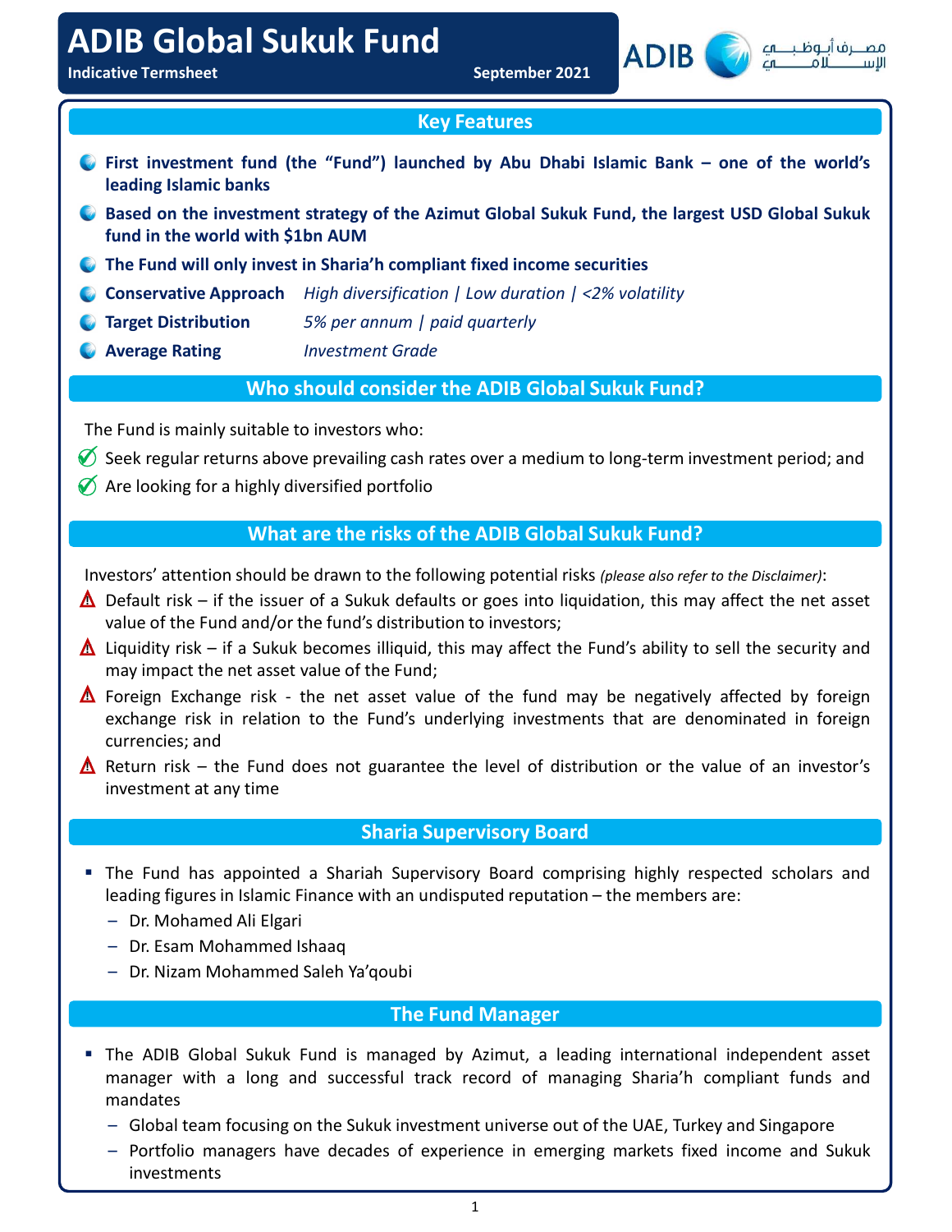# ADIB Global Sukuk Fund

**Indicative Termsheet** **September 2021**

ADIB مصرف أبوظبي الإسلامي

## Key Features

- **First investment fund (the "Fund") launched by Abu Dhabi Islamic Bank – one of the world's leading Islamic banks**
- **Based on the investment strategy of the Azimut Global Sukuk Fund, the largest USD Global Sukuk fund in the world with $1bn AUM**
- **The Fund will only invest in Sharia'h compliant fixed income securities**
- **Conservative Approach** *High diversification | Low duration | <2% volatility*
- **Target Distribution** *5% per annum | paid quarterly*
- **Average Rating** *Investment Grade*

## Who should consider the ADIB Global Sukuk Fund?

The Fund is mainly suitable to investors who:

- ✅ Seek regular returns above prevailing cash rates over a medium to long-term investment period; and
- ✅ Are looking for a highly diversified portfolio

## What are the risks of the ADIB Global Sukuk Fund?

Investors' attention should be drawn to the following potential risks *(please also refer to the Disclaimer)*:

- ⚠ Default risk – if the issuer of a Sukuk defaults or goes into liquidation, this may affect the net asset value of the Fund and/or the fund's distribution to investors;
- ⚠ Liquidity risk – if a Sukuk becomes illiquid, this may affect the Fund's ability to sell the security and may impact the net asset value of the Fund;
- ⚠ Foreign Exchange risk - the net asset value of the fund may be negatively affected by foreign exchange risk in relation to the Fund's underlying investments that are denominated in foreign currencies; and
- ⚠ Return risk – the Fund does not guarantee the level of distribution or the value of an investor's investment at any time

## Sharia Supervisory Board

- The Fund has appointed a Shariah Supervisory Board comprising highly respected scholars and leading figures in Islamic Finance with an undisputed reputation – the members are:
  - Dr. Mohamed Ali Elgari
  - Dr. Esam Mohammed Ishaaq
  - Dr. Nizam Mohammed Saleh Ya'qoubi

## The Fund Manager

- The ADIB Global Sukuk Fund is managed by Azimut, a leading international independent asset manager with a long and successful track record of managing Sharia'h compliant funds and mandates
  - Global team focusing on the Sukuk investment universe out of the UAE, Turkey and Singapore
  - Portfolio managers have decades of experience in emerging markets fixed income and Sukuk investments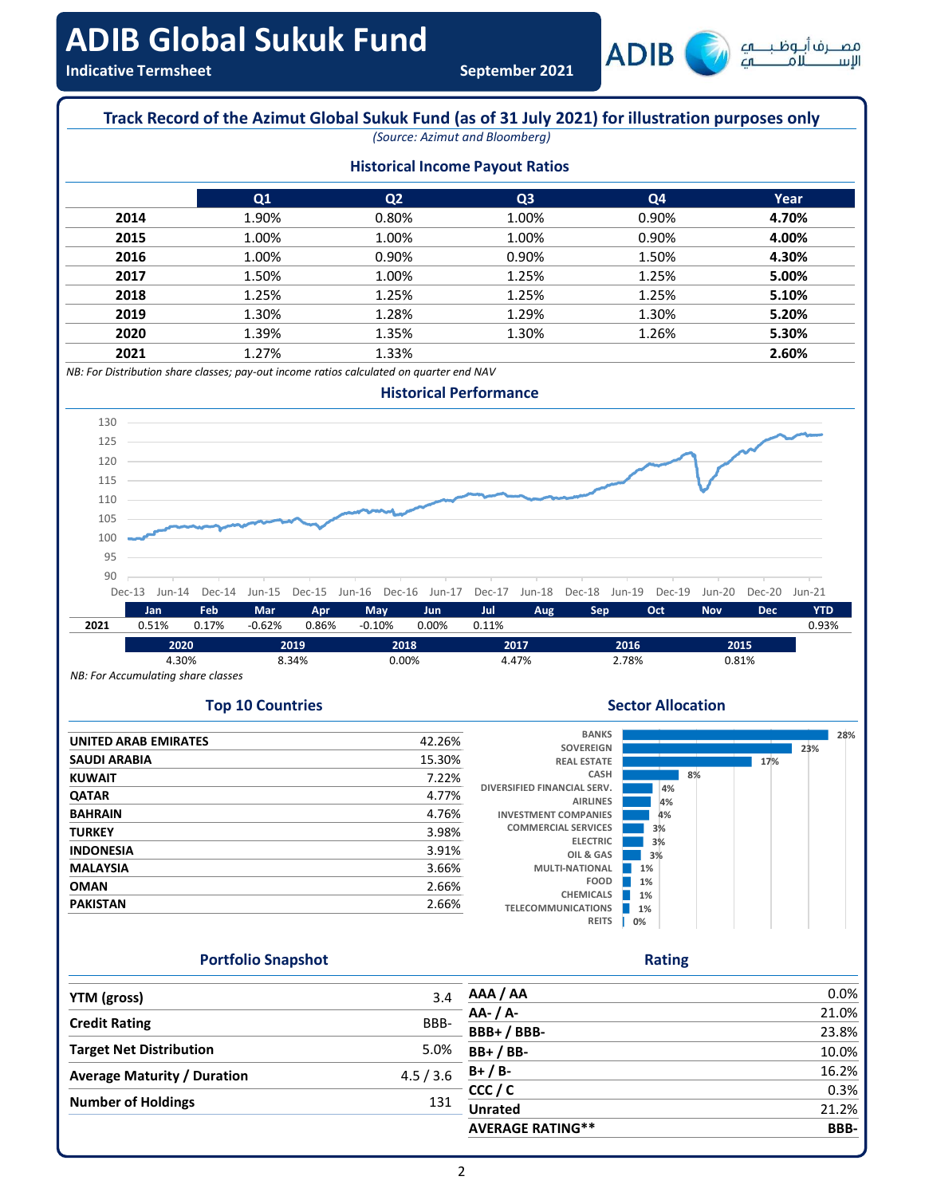# ADIB Global Sukuk Fund

**Indicative Termsheet** September 2021

## Track Record of the Azimut Global Sukuk Fund (as of 31 July 2021) for illustration purposes only

*(Source: Azimut and Bloomberg)*

### Historical Income Payout Ratios

| | Q1 | Q2 | Q3 | Q4 | Year |
|---|---|---|---|---|---|
| **2014** | 1.90% | 0.80% | 1.00% | 0.90% | **4.70%** |
| **2015** | 1.00% | 1.00% | 1.00% | 0.90% | **4.00%** |
| **2016** | 1.00% | 0.90% | 0.90% | 1.50% | **4.30%** |
| **2017** | 1.50% | 1.00% | 1.25% | 1.25% | **5.00%** |
| **2018** | 1.25% | 1.25% | 1.25% | 1.25% | **5.10%** |
| **2019** | 1.30% | 1.28% | 1.29% | 1.30% | **5.20%** |
| **2020** | 1.39% | 1.35% | 1.30% | 1.26% | **5.30%** |
| **2021** | 1.27% | 1.33% | | | **2.60%** |

*NB: For Distribution share classes; pay-out income ratios calculated on quarter end NAV*

### Historical Performance

| | Jan | Feb | Mar | Apr | May | Jun | Jul | Aug | Sep | Oct | Nov | Dec | YTD |
|---|---|---|---|---|---|---|---|---|---|---|---|---|---|
| **2021** | 0.51% | 0.17% | -0.62% | 0.86% | -0.10% | 0.00% | 0.11% | | | | | | 0.93% |

| 2020 | 2019 | 2018 | 2017 | 2016 | 2015 |
|---|---|---|---|---|---|
| 4.30% | 8.34% | 0.00% | 4.47% | 2.78% | 0.81% |

*NB: For Accumulating share classes*

### Top 10 Countries

| Country | Weight |
|---|---|
| **UNITED ARAB EMIRATES** | 42.26% |
| **SAUDI ARABIA** | 15.30% |
| **KUWAIT** | 7.22% |
| **QATAR** | 4.77% |
| **BAHRAIN** | 4.76% |
| **TURKEY** | 3.98% |
| **INDONESIA** | 3.91% |
| **MALAYSIA** | 3.66% |
| **OMAN** | 2.66% |
| **PAKISTAN** | 2.66% |

### Sector Allocation

| Sector | Weight |
|---|---|
| BANKS | 28% |
| SOVEREIGN | 23% |
| REAL ESTATE | 17% |
| CASH | 8% |
| DIVERSIFIED FINANCIAL SERV. | 4% |
| AIRLINES | 4% |
| INVESTMENT COMPANIES | 4% |
| COMMERCIAL SERVICES | 3% |
| ELECTRIC | 3% |
| OIL & GAS | 3% |
| MULTI-NATIONAL | 1% |
| FOOD | 1% |
| CHEMICALS | 1% |
| TELECOMMUNICATIONS | 1% |
| REITS | 0% |

### Portfolio Snapshot

| | |
|---|---|
| **YTM (gross)** | 3.4 |
| **Credit Rating** | BBB- |
| **Target Net Distribution** | 5.0% |
| **Average Maturity / Duration** | 4.5 / 3.6 |
| **Number of Holdings** | 131 |

### Rating

| | |
|---|---|
| **AAA / AA** | 0.0% |
| **AA- / A-** | 21.0% |
| **BBB+ / BBB-** | 23.8% |
| **BB+ / BB-** | 10.0% |
| **B+ / B-** | 16.2% |
| **CCC / C** | 0.3% |
| **Unrated** | 21.2% |
| **AVERAGE RATING**** | **BBB-** |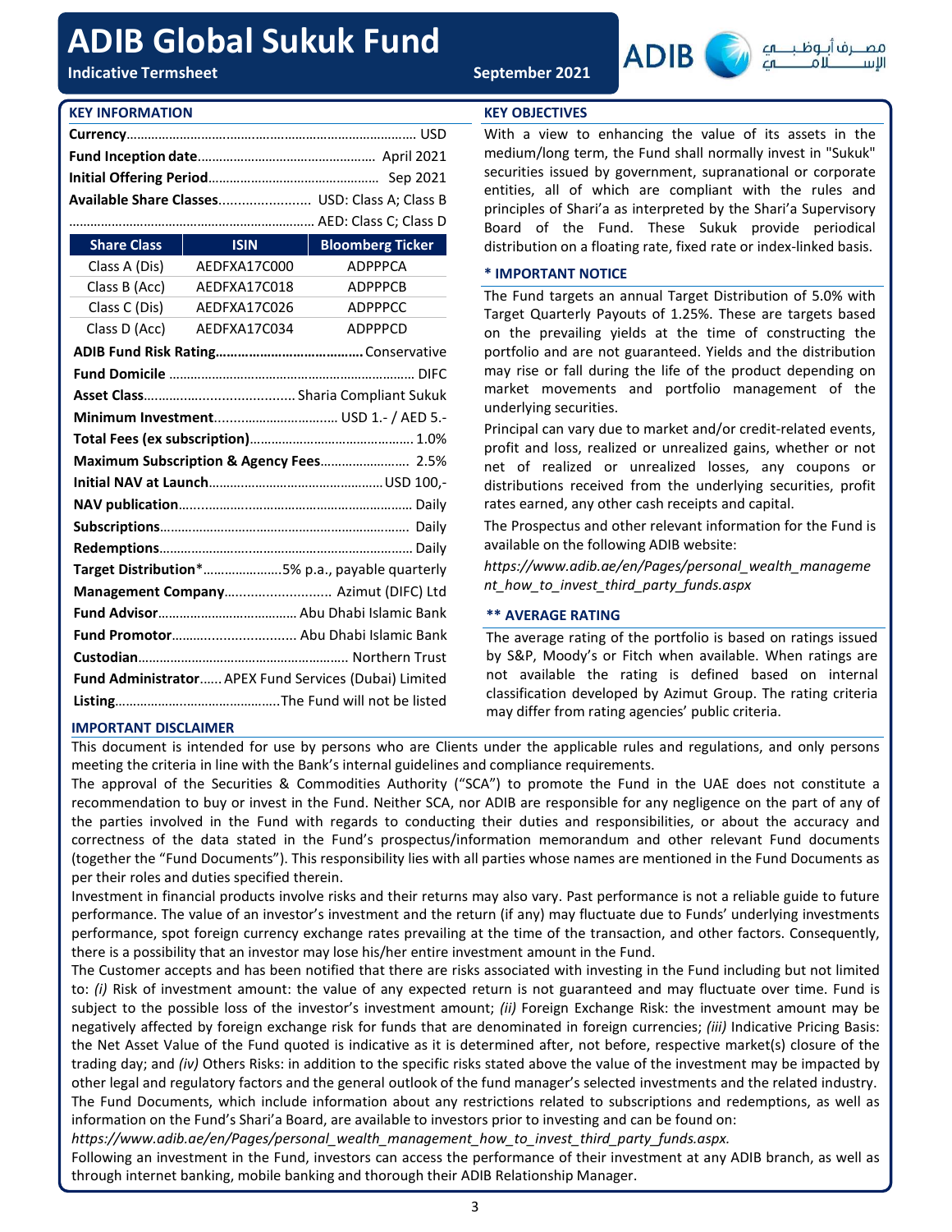# ADIB Global Sukuk Fund

**Indicative Termsheet** September 2021

ADIB مصرف أبوظبي الإسلامي

## KEY INFORMATION

**Currency**……………………………………………………………… USD
**Fund Inception date**………………………………………… April 2021
**Initial Offering Period**……………………………………… Sep 2021
**Available Share Classes**........................ USD: Class A; Class B
…………………………………………………………… AED: Class C; Class D

| Share Class | ISIN | Bloomberg Ticker |
|---|---|---|
| Class A (Dis) | AEDFXA17C000 | ADPPPCA |
| Class B (Acc) | AEDFXA17C018 | ADPPPCB |
| Class C (Dis) | AEDFXA17C026 | ADPPPCC |
| Class D (Acc) | AEDFXA17C034 | ADPPPCD |

**ADIB Fund Risk Rating**………………………………… Conservative
**Fund Domicile** ……………………………………………………… DIFC
**Asset Class**…………………………………… Sharia Compliant Sukuk
**Minimum Investment**.................................. USD 1.- / AED 5.-
**Total Fees (ex subscription)**……………………………………… 1.0%
**Maximum Subscription & Agency Fees**……………………… 2.5%
**Initial NAV at Launch**…………………………………………… USD 100,-
**NAV publication**…..……………………………………………… Daily
**Subscriptions**……………………………………………………… Daily
**Redemptions**………………………………………………………… Daily
**Target Distribution***…………………5% p.a., payable quarterly
**Management Company**............................ Azimut (DIFC) Ltd
**Fund Advisor**………………………………… Abu Dhabi Islamic Bank
**Fund Promotor**……............................. Abu Dhabi Islamic Bank
**Custodian**…………………………………………………… Northern Trust
**Fund Administrator**...... APEX Fund Services (Dubai) Limited
**Listing**……………………………………… The Fund will not be listed

## KEY OBJECTIVES

With a view to enhancing the value of its assets in the medium/long term, the Fund shall normally invest in "Sukuk" securities issued by government, supranational or corporate entities, all of which are compliant with the rules and principles of Shari'a as interpreted by the Shari'a Supervisory Board of the Fund. These Sukuk provide periodical distribution on a floating rate, fixed rate or index-linked basis.

## * IMPORTANT NOTICE

The Fund targets an annual Target Distribution of 5.0% with Target Quarterly Payouts of 1.25%. These are targets based on the prevailing yields at the time of constructing the portfolio and are not guaranteed. Yields and the distribution may rise or fall during the life of the product depending on market movements and portfolio management of the underlying securities.

Principal can vary due to market and/or credit-related events, profit and loss, realized or unrealized gains, whether or not net of realized or unrealized losses, any coupons or distributions received from the underlying securities, profit rates earned, any other cash receipts and capital.

The Prospectus and other relevant information for the Fund is available on the following ADIB website:

*https://www.adib.ae/en/Pages/personal_wealth_management_how_to_invest_third_party_funds.aspx*

## ** AVERAGE RATING

The average rating of the portfolio is based on ratings issued by S&P, Moody's or Fitch when available. When ratings are not available the rating is defined based on internal classification developed by Azimut Group. The rating criteria may differ from rating agencies' public criteria.

## IMPORTANT DISCLAIMER

This document is intended for use by persons who are Clients under the applicable rules and regulations, and only persons meeting the criteria in line with the Bank's internal guidelines and compliance requirements.

The approval of the Securities & Commodities Authority ("SCA") to promote the Fund in the UAE does not constitute a recommendation to buy or invest in the Fund. Neither SCA, nor ADIB are responsible for any negligence on the part of any of the parties involved in the Fund with regards to conducting their duties and responsibilities, or about the accuracy and correctness of the data stated in the Fund's prospectus/information memorandum and other relevant Fund documents (together the "Fund Documents"). This responsibility lies with all parties whose names are mentioned in the Fund Documents as per their roles and duties specified therein.

Investment in financial products involve risks and their returns may also vary. Past performance is not a reliable guide to future performance. The value of an investor's investment and the return (if any) may fluctuate due to Funds' underlying investments performance, spot foreign currency exchange rates prevailing at the time of the transaction, and other factors. Consequently, there is a possibility that an investor may lose his/her entire investment amount in the Fund.

The Customer accepts and has been notified that there are risks associated with investing in the Fund including but not limited to: *(i)* Risk of investment amount: the value of any expected return is not guaranteed and may fluctuate over time. Fund is subject to the possible loss of the investor's investment amount; *(ii)* Foreign Exchange Risk: the investment amount may be negatively affected by foreign exchange risk for funds that are denominated in foreign currencies; *(iii)* Indicative Pricing Basis: the Net Asset Value of the Fund quoted is indicative as it is determined after, not before, respective market(s) closure of the trading day; and *(iv)* Others Risks: in addition to the specific risks stated above the value of the investment may be impacted by other legal and regulatory factors and the general outlook of the fund manager's selected investments and the related industry.

The Fund Documents, which include information about any restrictions related to subscriptions and redemptions, as well as information on the Fund's Shari'a Board, are available to investors prior to investing and can be found on:

*https://www.adib.ae/en/Pages/personal_wealth_management_how_to_invest_third_party_funds.aspx.*

Following an investment in the Fund, investors can access the performance of their investment at any ADIB branch, as well as through internet banking, mobile banking and thorough their ADIB Relationship Manager.